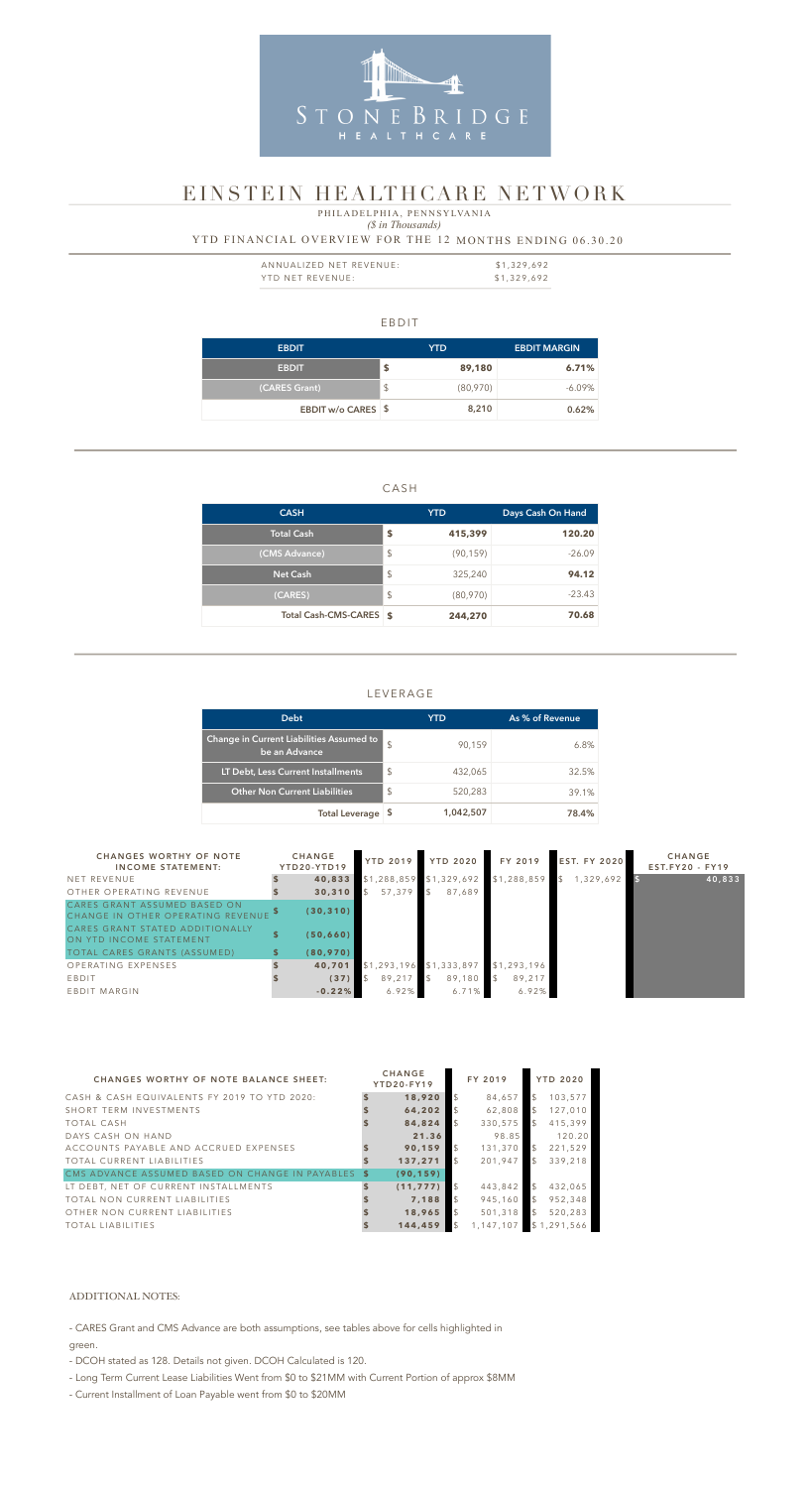STONEBRIDGE HEALTHCARE

# EINSTEIN HEALTHCARE NETWORK

PHILADELPHIA, PENNSYLVANIA

*($ in Thousands)*

YTD FINANCIAL OVERVIEW FOR THE 12 MONTHS ENDING 06.30.20

| | |
|---|---|
| ANNUALIZED NET REVENUE: | $1,329,692 |
| YTD NET REVENUE: | $1,329,692 |

## EBDIT

| EBDIT | YTD | EBDIT MARGIN |
|---|---|---|
| **EBDIT** | **$ 89,180** | **6.71%** |
| (CARES Grant) | $ (80,970) | -6.09% |
| **EBDIT w/o CARES** | **$ 8,210** | **0.62%** |

## CASH

| CASH | YTD | Days Cash On Hand |
|---|---|---|
| **Total Cash** | **$ 415,399** | **120.20** |
| (CMS Advance) | $ (90,159) | -26.09 |
| **Net Cash** | **$ 325,240** | **94.12** |
| (CARES) | $ (80,970) | -23.43 |
| **Total Cash-CMS-CARES** | **$ 244,270** | **70.68** |

## LEVERAGE

| Debt | YTD | As % of Revenue |
|---|---|---|
| Change in Current Liabilities Assumed to be an Advance | $ 90,159 | 6.8% |
| LT Debt, Less Current Installments | $ 432,065 | 32.5% |
| Other Non Current Liabilities | $ 520,283 | 39.1% |
| **Total Leverage** | **$ 1,042,507** | **78.4%** |

| CHANGES WORTHY OF NOTE INCOME STATEMENT: | CHANGE YTD20-YTD19 | YTD 2019 | YTD 2020 | FY 2019 | EST. FY 2020 | CHANGE EST.FY20 - FY19 |
|---|---|---|---|---|---|---|
| NET REVENUE | $ 40,833 | $1,288,859 | $1,329,692 | $1,288,859 | $ 1,329,692 | $ 40,833 |
| OTHER OPERATING REVENUE | $ 30,310 | $ 57,379 | $ 87,689 | | | |
| CARES GRANT ASSUMED BASED ON CHANGE IN OTHER OPERATING REVENUE | $ (30,310) | | | | | |
| CARES GRANT STATED ADDITIONALLY ON YTD INCOME STATEMENT | $ (50,660) | | | | | |
| TOTAL CARES GRANTS (ASSUMED) | $ (80,970) | | | | | |
| OPERATING EXPENSES | $ 40,701 | $1,293,196 | $1,333,897 | $1,293,196 | | |
| EBDIT | $ (37) | $ 89,217 | $ 89,180 | $ 89,217 | | |
| EBDIT MARGIN | -0.22% | 6.92% | 6.71% | 6.92% | | |

| CHANGES WORTHY OF NOTE BALANCE SHEET: | CHANGE YTD20-FY19 | FY 2019 | YTD 2020 |
|---|---|---|---|
| CASH & CASH EQUIVALENTS FY 2019 TO YTD 2020: | $ 18,920 | $ 84,657 | $ 103,577 |
| SHORT TERM INVESTMENTS | $ 64,202 | $ 62,808 | $ 127,010 |
| TOTAL CASH | $ 84,824 | $ 330,575 | $ 415,399 |
| DAYS CASH ON HAND | 21.36 | 98.85 | 120.20 |
| ACCOUNTS PAYABLE AND ACCRUED EXPENSES | $ 90,159 | $ 131,370 | $ 221,529 |
| TOTAL CURRENT LIABILITIES | $ 137,271 | $ 201,947 | $ 339,218 |
| CMS ADVANCE ASSUMED BASED ON CHANGE IN PAYABLES | $ (90,159) | | |
| LT DEBT, NET OF CURRENT INSTALLMENTS | $ (11,777) | $ 443,842 | $ 432,065 |
| TOTAL NON CURRENT LIABILITIES | $ 7,188 | $ 945,160 | $ 952,348 |
| OTHER NON CURRENT LIABILITIES | $ 18,965 | $ 501,318 | $ 520,283 |
| TOTAL LIABILITIES | $ 144,459 | $ 1,147,107 | $ 1,291,566 |

ADDITIONAL NOTES:

- CARES Grant and CMS Advance are both assumptions, see tables above for cells highlighted in green.
- DCOH stated as 128. Details not given. DCOH Calculated is 120.
- Long Term Current Lease Liabilities Went from $0 to $21MM with Current Portion of approx $8MM
- Current Installment of Loan Payable went from $0 to $20MM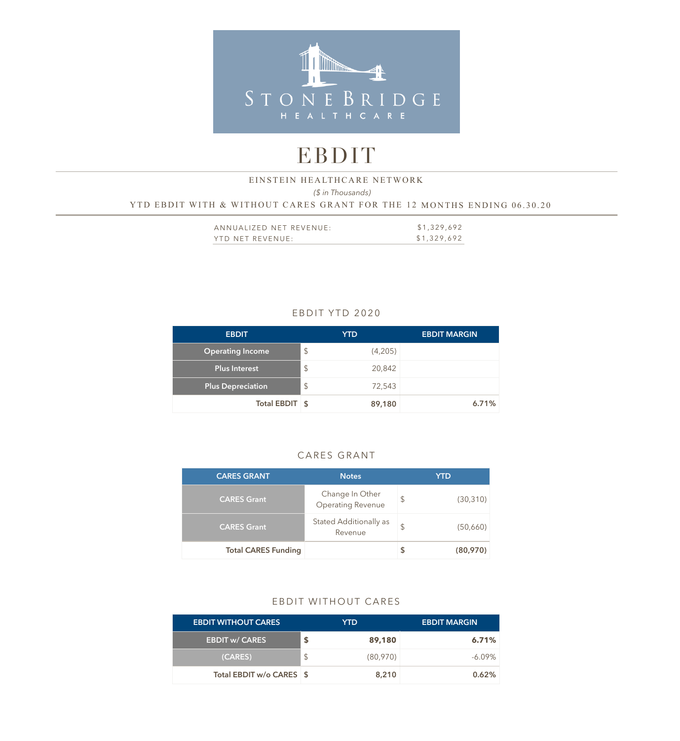STONEBRIDGE HEALTHCARE

# EBDIT

EINSTEIN HEALTHCARE NETWORK

*($ in Thousands)*

YTD EBDIT WITH & WITHOUT CARES GRANT FOR THE 12 MONTHS ENDING 06.30.20

| | |
|---|---|
| ANNUALIZED NET REVENUE: | $1,329,692 |
| YTD NET REVENUE: | $1,329,692 |

## EBDIT YTD 2020

| EBDIT | | YTD | EBDIT MARGIN |
|---|---|---|---|
| Operating Income | $ | (4,205) | |
| Plus Interest | $ | 20,842 | |
| Plus Depreciation | $ | 72,543 | |
| **Total EBDIT** | **$** | **89,180** | **6.71%** |

## CARES GRANT

| CARES GRANT | Notes | | YTD |
|---|---|---|---|
| CARES Grant | Change In Other Operating Revenue | $ | (30,310) |
| CARES Grant | Stated Additionally as Revenue | $ | (50,660) |
| **Total CARES Funding** | | **$** | **(80,970)** |

## EBDIT WITHOUT CARES

| EBDIT WITHOUT CARES | | YTD | EBDIT MARGIN |
|---|---|---|---|
| **EBDIT w/ CARES** | **$** | **89,180** | **6.71%** |
| (CARES) | $ | (80,970) | -6.09% |
| **Total EBDIT w/o CARES** | **$** | **8,210** | **0.62%** |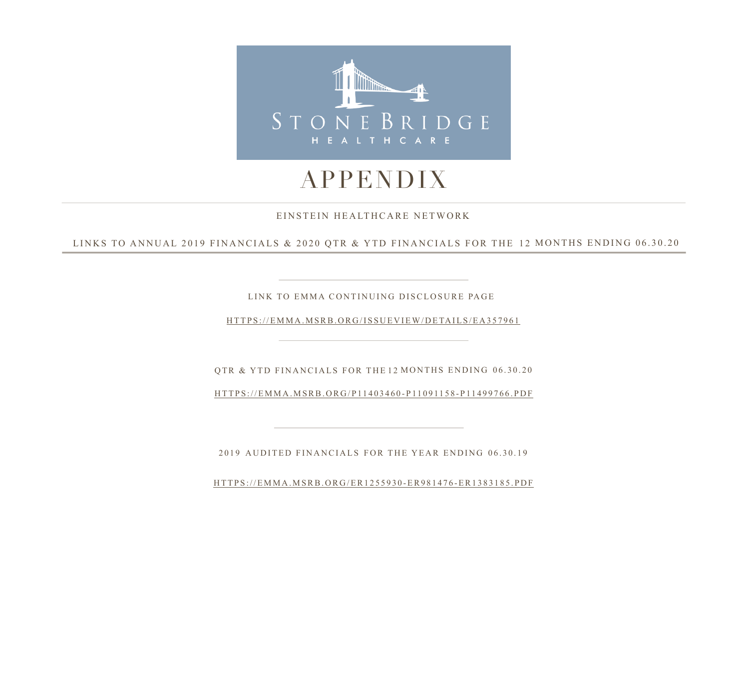STONE BRIDGE
HEALTHCARE

# APPENDIX

---

EINSTEIN HEALTHCARE NETWORK

LINKS TO ANNUAL 2019 FINANCIALS & 2020 QTR & YTD FINANCIALS FOR THE 12 MONTHS ENDING 06.30.20

---

LINK TO EMMA CONTINUING DISCLOSURE PAGE

HTTPS://EMMA.MSRB.ORG/ISSUEVIEW/DETAILS/EA357961

---

QTR & YTD FINANCIALS FOR THE 12 MONTHS ENDING 06.30.20

HTTPS://EMMA.MSRB.ORG/P11403460-P11091158-P11499766.PDF

---

2019 AUDITED FINANCIALS FOR THE YEAR ENDING 06.30.19

HTTPS://EMMA.MSRB.ORG/ER1255930-ER981476-ER1383185.PDF